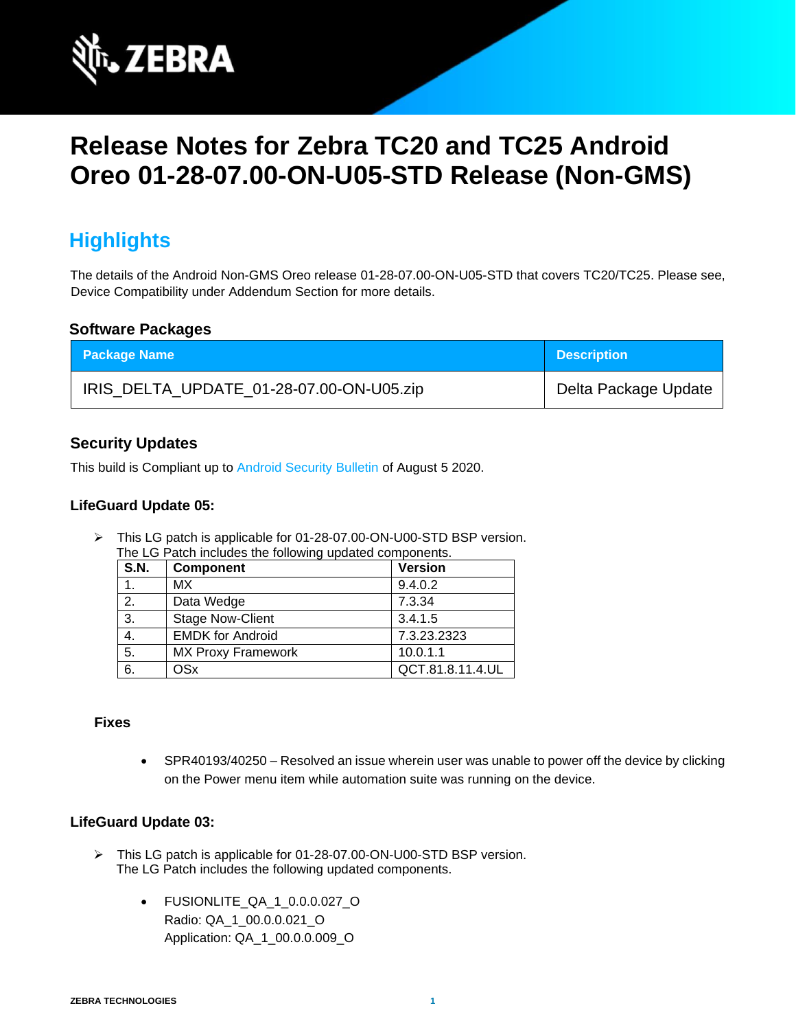# Release Notes for Zebra TC20 and TC25 Android Oreo 01-28-07.00-ON-U05-STD Release (Non-GMS)

## Highlights

The details of the Android Non-GMS Oreo release 01-28-07.00-ON-U05-STD that covers TC20/TC25. Please see, Device Compatibility under Addendum Section for more details.

### Software Packages

| Package Name | Description |
| --- | --- |
| IRIS_DELTA_UPDATE_01-28-07.00-ON-U05.zip | Delta Package Update |

### Security Updates

This build is Compliant up to Android Security Bulletin of August 5 2020.

### LifeGuard Update 05:

- This LG patch is applicable for 01-28-07.00-ON-U00-STD BSP version.
  The LG Patch includes the following updated components.

| S.N. | Component | Version |
| --- | --- | --- |
| 1. | MX | 9.4.0.2 |
| 2. | Data Wedge | 7.3.34 |
| 3. | Stage Now-Client | 3.4.1.5 |
| 4. | EMDK for Android | 7.3.23.2323 |
| 5. | MX Proxy Framework | 10.0.1.1 |
| 6. | OSx | QCT.81.8.11.4.UL |

**Fixes**

- SPR40193/40250 – Resolved an issue wherein user was unable to power off the device by clicking on the Power menu item while automation suite was running on the device.

### LifeGuard Update 03:

- This LG patch is applicable for 01-28-07.00-ON-U00-STD BSP version.
  The LG Patch includes the following updated components.

  - FUSIONLITE_QA_1_0.0.0.027_O
    Radio: QA_1_00.0.0.021_O
    Application: QA_1_00.0.0.009_O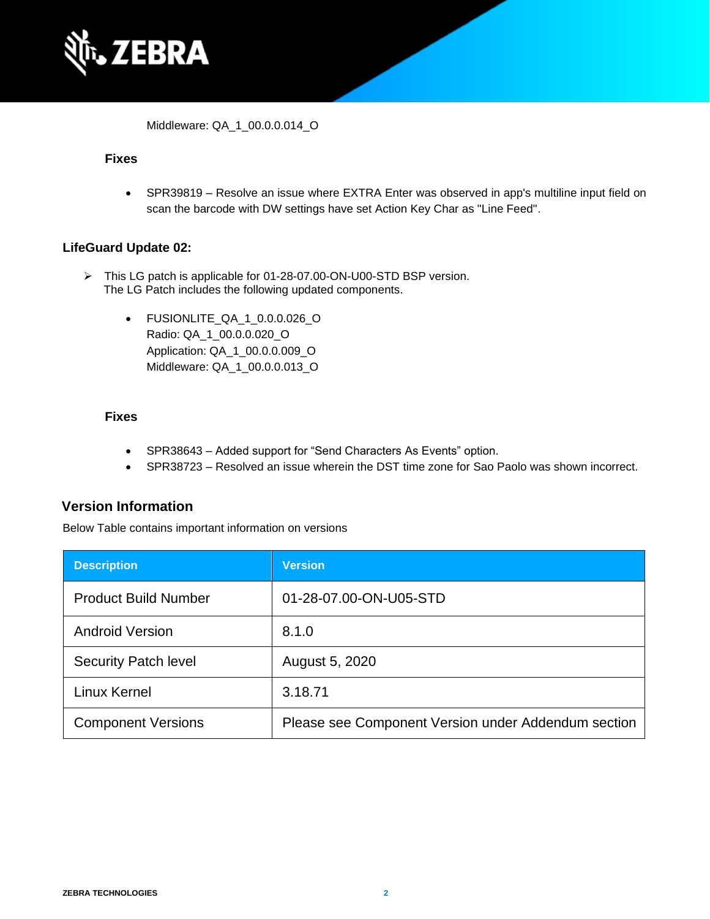Middleware: QA_1_00.0.0.014_O

**Fixes**

- SPR39819 – Resolve an issue where EXTRA Enter was observed in app's multiline input field on scan the barcode with DW settings have set Action Key Char as "Line Feed".

**LifeGuard Update 02:**

- This LG patch is applicable for 01-28-07.00-ON-U00-STD BSP version.
  The LG Patch includes the following updated components.

  - FUSIONLITE_QA_1_0.0.0.026_O
    Radio: QA_1_00.0.0.020_O
    Application: QA_1_00.0.0.009_O
    Middleware: QA_1_00.0.0.013_O

**Fixes**

- SPR38643 – Added support for "Send Characters As Events" option.
- SPR38723 – Resolved an issue wherein the DST time zone for Sao Paolo was shown incorrect.

## Version Information

Below Table contains important information on versions

| Description | Version |
|---|---|
| Product Build Number | 01-28-07.00-ON-U05-STD |
| Android Version | 8.1.0 |
| Security Patch level | August 5, 2020 |
| Linux Kernel | 3.18.71 |
| Component Versions | Please see Component Version under Addendum section |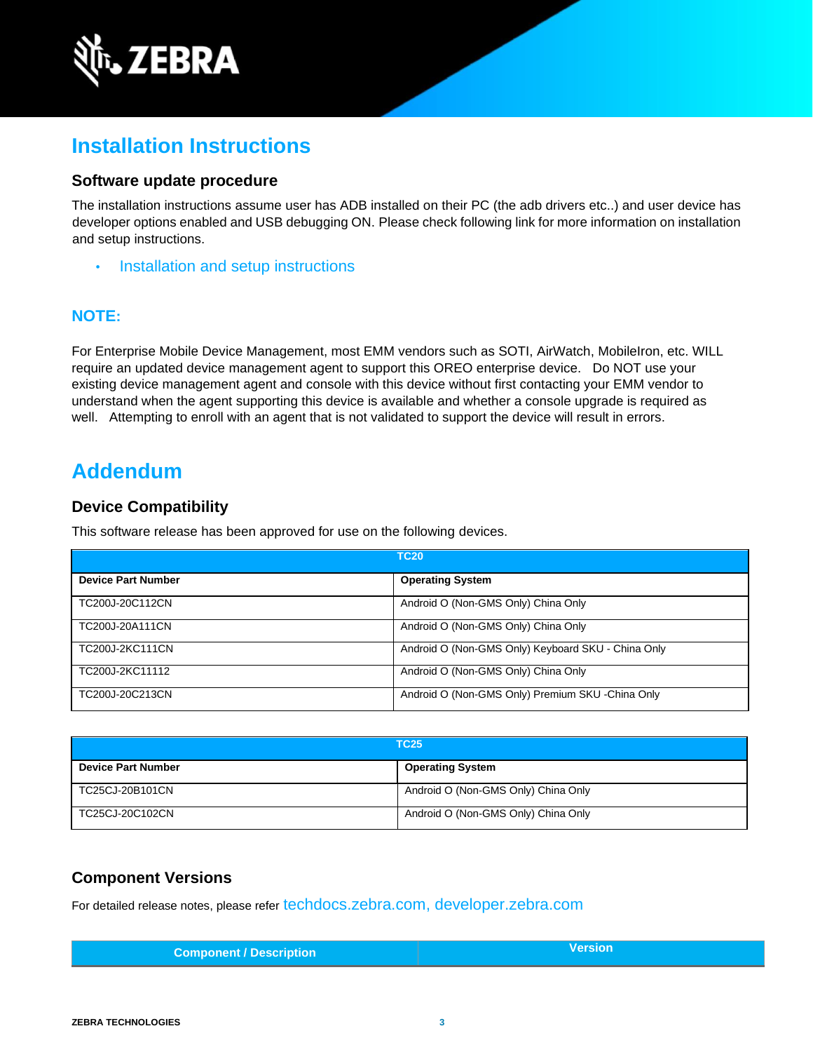# Installation Instructions

## Software update procedure

The installation instructions assume user has ADB installed on their PC (the adb drivers etc..) and user device has developer options enabled and USB debugging ON. Please check following link for more information on installation and setup instructions.

- Installation and setup instructions

**NOTE:**

For Enterprise Mobile Device Management, most EMM vendors such as SOTI, AirWatch, MobileIron, etc. WILL require an updated device management agent to support this OREO enterprise device. Do NOT use your existing device management agent and console with this device without first contacting your EMM vendor to understand when the agent supporting this device is available and whether a console upgrade is required as well. Attempting to enroll with an agent that is not validated to support the device will result in errors.

# Addendum

## Device Compatibility

This software release has been approved for use on the following devices.

| TC20 | |
|---|---|
| **Device Part Number** | **Operating System** |
| TC200J-20C112CN | Android O (Non-GMS Only) China Only |
| TC200J-20A111CN | Android O (Non-GMS Only) China Only |
| TC200J-2KC111CN | Android O (Non-GMS Only) Keyboard SKU - China Only |
| TC200J-2KC11112 | Android O (Non-GMS Only) China Only |
| TC200J-20C213CN | Android O (Non-GMS Only) Premium SKU -China Only |

| TC25 | |
|---|---|
| **Device Part Number** | **Operating System** |
| TC25CJ-20B101CN | Android O (Non-GMS Only) China Only |
| TC25CJ-20C102CN | Android O (Non-GMS Only) China Only |

## Component Versions

For detailed release notes, please refer techdocs.zebra.com, developer.zebra.com

| Component / Description | Version |
|---|---|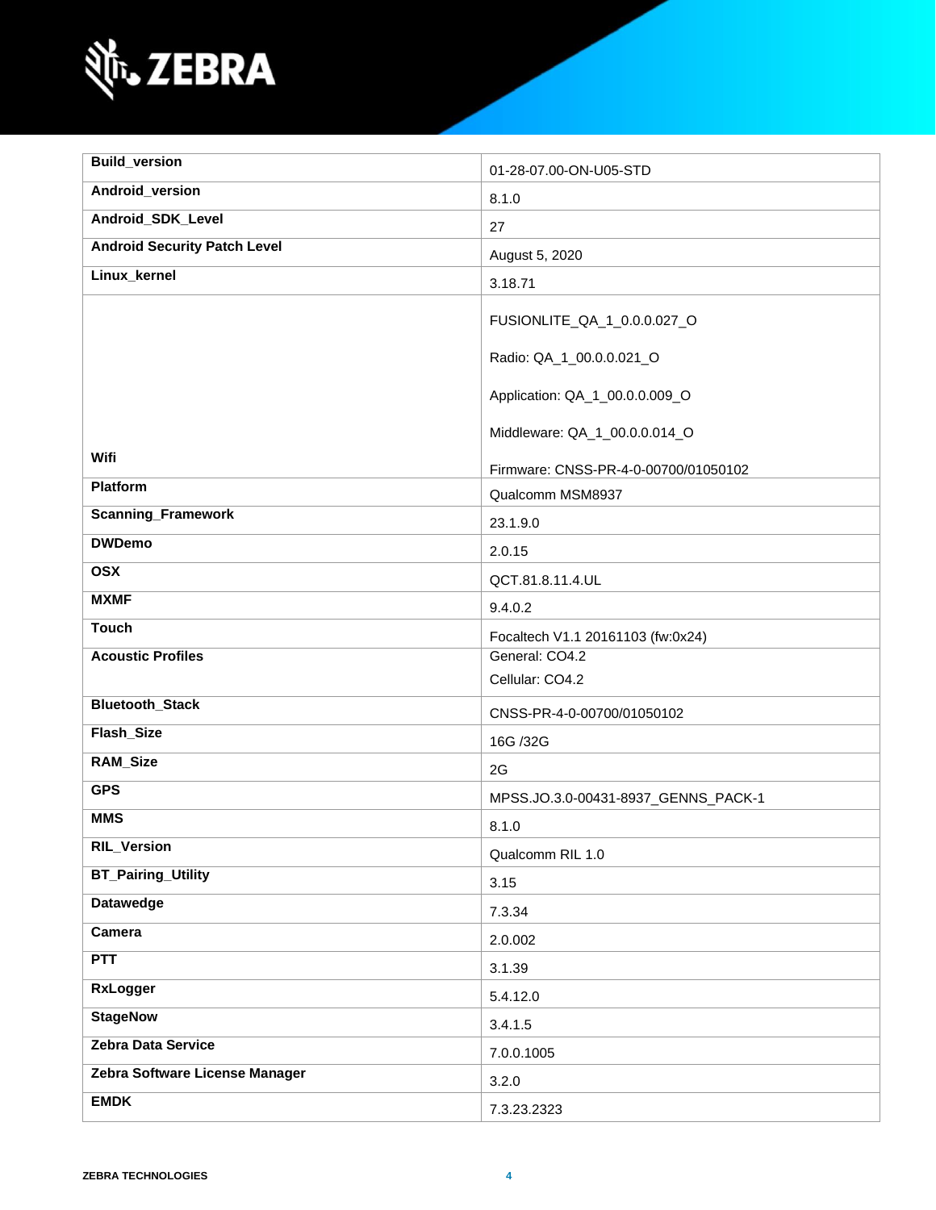| Build_version | 01-28-07.00-ON-U05-STD |
|---|---|
| Android_version | 8.1.0 |
| Android_SDK_Level | 27 |
| Android Security Patch Level | August 5, 2020 |
| Linux_kernel | 3.18.71 |
| Wifi | FUSIONLITE_QA_1_0.0.0.027_O<br><br>Radio: QA_1_00.0.0.021_O<br><br>Application: QA_1_00.0.0.009_O<br><br>Middleware: QA_1_00.0.0.014_O<br><br>Firmware: CNSS-PR-4-0-00700/01050102 |
| Platform | Qualcomm MSM8937 |
| Scanning_Framework | 23.1.9.0 |
| DWDemo | 2.0.15 |
| OSX | QCT.81.8.11.4.UL |
| MXMF | 9.4.0.2 |
| Touch | Focaltech V1.1 20161103 (fw:0x24) |
| Acoustic Profiles | General: CO4.2<br>Cellular: CO4.2 |
| Bluetooth_Stack | CNSS-PR-4-0-00700/01050102 |
| Flash_Size | 16G /32G |
| RAM_Size | 2G |
| GPS | MPSS.JO.3.0-00431-8937_GENNS_PACK-1 |
| MMS | 8.1.0 |
| RIL_Version | Qualcomm RIL 1.0 |
| BT_Pairing_Utility | 3.15 |
| Datawedge | 7.3.34 |
| Camera | 2.0.002 |
| PTT | 3.1.39 |
| RxLogger | 5.4.12.0 |
| StageNow | 3.4.1.5 |
| Zebra Data Service | 7.0.0.1005 |
| Zebra Software License Manager | 3.2.0 |
| EMDK | 7.3.23.2323 |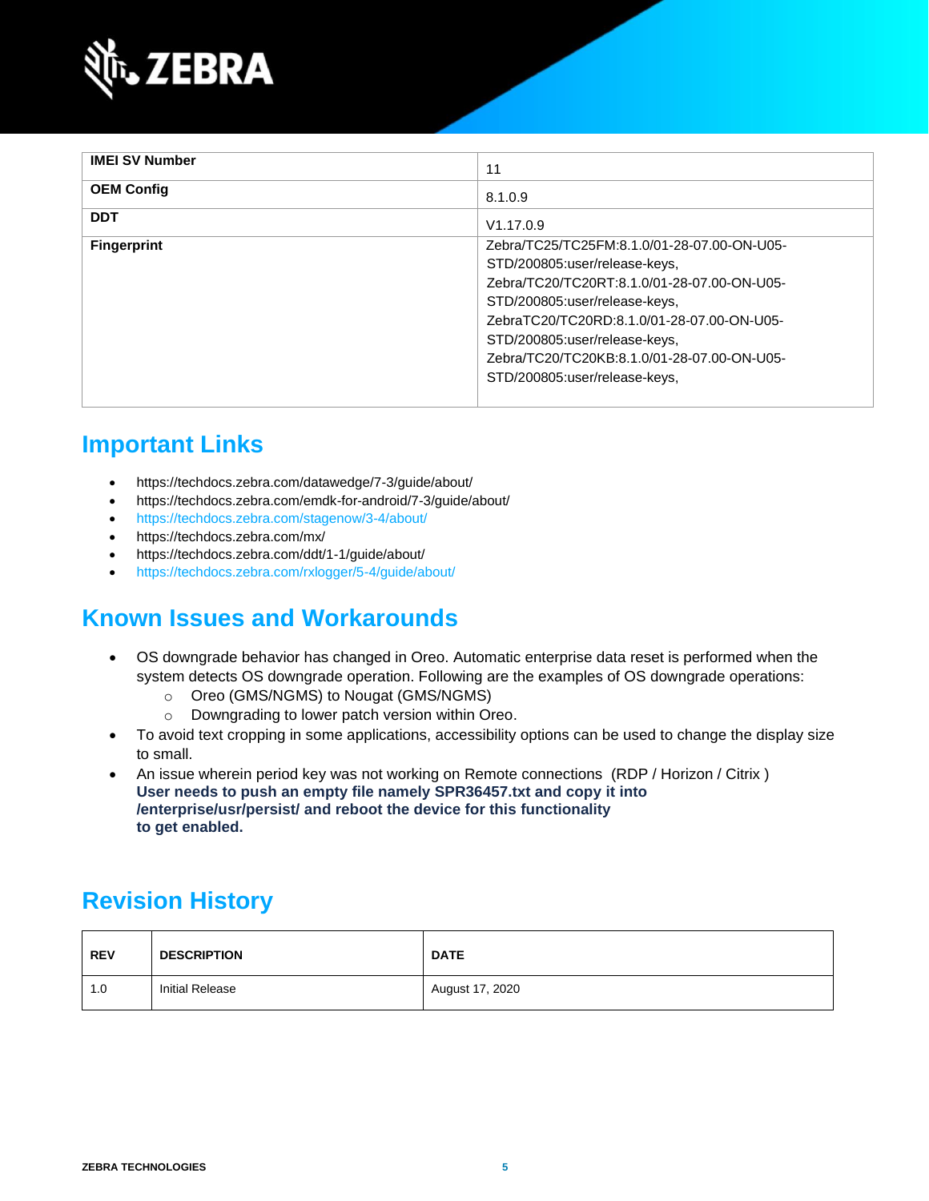| | |
|---|---|
| **IMEI SV Number** | 11 |
| **OEM Config** | 8.1.0.9 |
| **DDT** | V1.17.0.9 |
| **Fingerprint** | Zebra/TC25/TC25FM:8.1.0/01-28-07.00-ON-U05-STD/200805:user/release-keys, Zebra/TC20/TC20RT:8.1.0/01-28-07.00-ON-U05-STD/200805:user/release-keys, ZebraTC20/TC20RD:8.1.0/01-28-07.00-ON-U05-STD/200805:user/release-keys, Zebra/TC20/TC20KB:8.1.0/01-28-07.00-ON-U05-STD/200805:user/release-keys, |

## Important Links

- https://techdocs.zebra.com/datawedge/7-3/guide/about/
- https://techdocs.zebra.com/emdk-for-android/7-3/guide/about/
- https://techdocs.zebra.com/stagenow/3-4/about/
- https://techdocs.zebra.com/mx/
- https://techdocs.zebra.com/ddt/1-1/guide/about/
- https://techdocs.zebra.com/rxlogger/5-4/guide/about/

## Known Issues and Workarounds

- OS downgrade behavior has changed in Oreo. Automatic enterprise data reset is performed when the system detects OS downgrade operation. Following are the examples of OS downgrade operations:
  - Oreo (GMS/NGMS) to Nougat (GMS/NGMS)
  - Downgrading to lower patch version within Oreo.
- To avoid text cropping in some applications, accessibility options can be used to change the display size to small.
- An issue wherein period key was not working on Remote connections (RDP / Horizon / Citrix )
  **User needs to push an empty file namely SPR36457.txt and copy it into /enterprise/usr/persist/ and reboot the device for this functionality to get enabled.**

## Revision History

| REV | DESCRIPTION | DATE |
|---|---|---|
| 1.0 | Initial Release | August 17, 2020 |